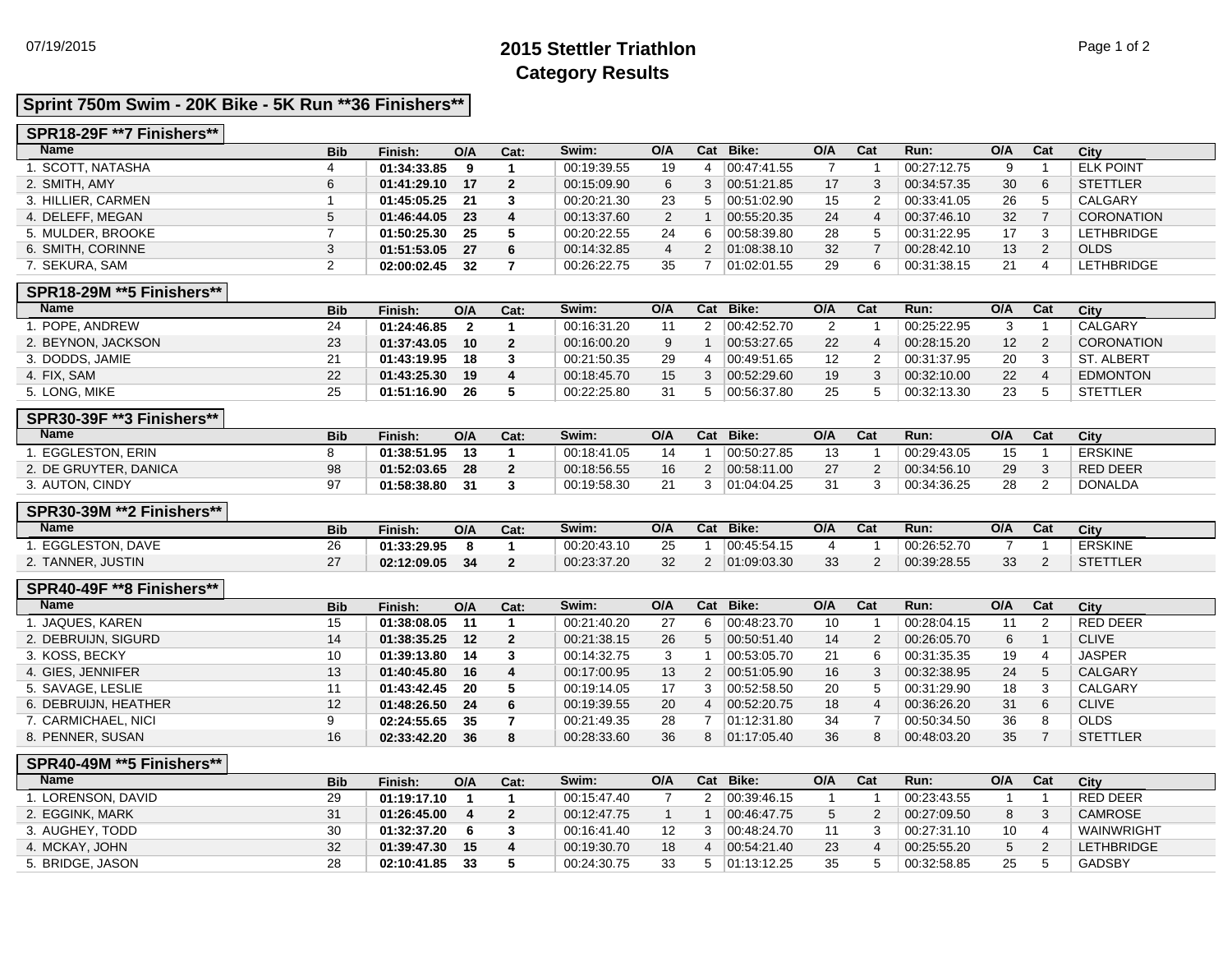# 2015 Stettler Triathlon
## Category Results

07/19/2015

### Sprint 750m Swim - 20K Bike - 5K Run **36 Finishers**

#### SPR18-29F **7 Finishers**

| Name | Bib | Finish: | O/A | Cat: | Swim: | O/A | Cat | Bike: | O/A | Cat | Run: | O/A | Cat | City |
|---|---|---|---|---|---|---|---|---|---|---|---|---|---|---|
| 1. SCOTT, NATASHA | 4 | **01:34:33.85** | **9** | **1** | 00:19:39.55 | 19 | 4 | 00:47:41.55 | 7 | 1 | 00:27:12.75 | 9 | 1 | ELK POINT |
| 2. SMITH, AMY | 6 | **01:41:29.10** | **17** | **2** | 00:15:09.90 | 6 | 3 | 00:51:21.85 | 17 | 3 | 00:34:57.35 | 30 | 6 | STETTLER |
| 3. HILLIER, CARMEN | 1 | **01:45:05.25** | **21** | **3** | 00:20:21.30 | 23 | 5 | 00:51:02.90 | 15 | 2 | 00:33:41.05 | 26 | 5 | CALGARY |
| 4. DELEFF, MEGAN | 5 | **01:46:44.05** | **23** | **4** | 00:13:37.60 | 2 | 1 | 00:55:20.35 | 24 | 4 | 00:37:46.10 | 32 | 7 | CORONATION |
| 5. MULDER, BROOKE | 7 | **01:50:25.30** | **25** | **5** | 00:20:22.55 | 24 | 6 | 00:58:39.80 | 28 | 5 | 00:31:22.95 | 17 | 3 | LETHBRIDGE |
| 6. SMITH, CORINNE | 3 | **01:51:53.05** | **27** | **6** | 00:14:32.85 | 4 | 2 | 01:08:38.10 | 32 | 7 | 00:28:42.10 | 13 | 2 | OLDS |
| 7. SEKURA, SAM | 2 | **02:00:02.45** | **32** | **7** | 00:26:22.75 | 35 | 7 | 01:02:01.55 | 29 | 6 | 00:31:38.15 | 21 | 4 | LETHBRIDGE |

#### SPR18-29M **5 Finishers**

| Name | Bib | Finish: | O/A | Cat: | Swim: | O/A | Cat | Bike: | O/A | Cat | Run: | O/A | Cat | City |
|---|---|---|---|---|---|---|---|---|---|---|---|---|---|---|
| 1. POPE, ANDREW | 24 | **01:24:46.85** | **2** | **1** | 00:16:31.20 | 11 | 2 | 00:42:52.70 | 2 | 1 | 00:25:22.95 | 3 | 1 | CALGARY |
| 2. BEYNON, JACKSON | 23 | **01:37:43.05** | **10** | **2** | 00:16:00.20 | 9 | 1 | 00:53:27.65 | 22 | 4 | 00:28:15.20 | 12 | 2 | CORONATION |
| 3. DODDS, JAMIE | 21 | **01:43:19.95** | **18** | **3** | 00:21:50.35 | 29 | 4 | 00:49:51.65 | 12 | 2 | 00:31:37.95 | 20 | 3 | ST. ALBERT |
| 4. FIX, SAM | 22 | **01:43:25.30** | **19** | **4** | 00:18:45.70 | 15 | 3 | 00:52:29.60 | 19 | 3 | 00:32:10.00 | 22 | 4 | EDMONTON |
| 5. LONG, MIKE | 25 | **01:51:16.90** | **26** | **5** | 00:22:25.80 | 31 | 5 | 00:56:37.80 | 25 | 5 | 00:32:13.30 | 23 | 5 | STETTLER |

#### SPR30-39F **3 Finishers**

| Name | Bib | Finish: | O/A | Cat: | Swim: | O/A | Cat | Bike: | O/A | Cat | Run: | O/A | Cat | City |
|---|---|---|---|---|---|---|---|---|---|---|---|---|---|---|
| 1. EGGLESTON, ERIN | 8 | **01:38:51.95** | **13** | **1** | 00:18:41.05 | 14 | 1 | 00:50:27.85 | 13 | 1 | 00:29:43.05 | 15 | 1 | ERSKINE |
| 2. DE GRUYTER, DANICA | 98 | **01:52:03.65** | **28** | **2** | 00:18:56.55 | 16 | 2 | 00:58:11.00 | 27 | 2 | 00:34:56.10 | 29 | 3 | RED DEER |
| 3. AUTON, CINDY | 97 | **01:58:38.80** | **31** | **3** | 00:19:58.30 | 21 | 3 | 01:04:04.25 | 31 | 3 | 00:34:36.25 | 28 | 2 | DONALDA |

#### SPR30-39M **2 Finishers**

| Name | Bib | Finish: | O/A | Cat: | Swim: | O/A | Cat | Bike: | O/A | Cat | Run: | O/A | Cat | City |
|---|---|---|---|---|---|---|---|---|---|---|---|---|---|---|
| 1. EGGLESTON, DAVE | 26 | **01:33:29.95** | **8** | **1** | 00:20:43.10 | 25 | 1 | 00:45:54.15 | 4 | 1 | 00:26:52.70 | 7 | 1 | ERSKINE |
| 2. TANNER, JUSTIN | 27 | **02:12:09.05** | **34** | **2** | 00:23:37.20 | 32 | 2 | 01:09:03.30 | 33 | 2 | 00:39:28.55 | 33 | 2 | STETTLER |

#### SPR40-49F **8 Finishers**

| Name | Bib | Finish: | O/A | Cat: | Swim: | O/A | Cat | Bike: | O/A | Cat | Run: | O/A | Cat | City |
|---|---|---|---|---|---|---|---|---|---|---|---|---|---|---|
| 1. JAQUES, KAREN | 15 | **01:38:08.05** | **11** | **1** | 00:21:40.20 | 27 | 6 | 00:48:23.70 | 10 | 1 | 00:28:04.15 | 11 | 2 | RED DEER |
| 2. DEBRUIJN, SIGURD | 14 | **01:38:35.25** | **12** | **2** | 00:21:38.15 | 26 | 5 | 00:50:51.40 | 14 | 2 | 00:26:05.70 | 6 | 1 | CLIVE |
| 3. KOSS, BECKY | 10 | **01:39:13.80** | **14** | **3** | 00:14:32.75 | 3 | 1 | 00:53:05.70 | 21 | 6 | 00:31:35.35 | 19 | 4 | JASPER |
| 4. GIES, JENNIFER | 13 | **01:40:45.80** | **16** | **4** | 00:17:00.95 | 13 | 2 | 00:51:05.90 | 16 | 3 | 00:32:38.95 | 24 | 5 | CALGARY |
| 5. SAVAGE, LESLIE | 11 | **01:43:42.45** | **20** | **5** | 00:19:14.05 | 17 | 3 | 00:52:58.50 | 20 | 5 | 00:31:29.90 | 18 | 3 | CALGARY |
| 6. DEBRUIJN, HEATHER | 12 | **01:48:26.50** | **24** | **6** | 00:19:39.55 | 20 | 4 | 00:52:20.75 | 18 | 4 | 00:36:26.20 | 31 | 6 | CLIVE |
| 7. CARMICHAEL, NICI | 9 | **02:24:55.65** | **35** | **7** | 00:21:49.35 | 28 | 7 | 01:12:31.80 | 34 | 7 | 00:50:34.50 | 36 | 8 | OLDS |
| 8. PENNER, SUSAN | 16 | **02:33:42.20** | **36** | **8** | 00:28:33.60 | 36 | 8 | 01:17:05.40 | 36 | 8 | 00:48:03.20 | 35 | 7 | STETTLER |

#### SPR40-49M **5 Finishers**

| Name | Bib | Finish: | O/A | Cat: | Swim: | O/A | Cat | Bike: | O/A | Cat | Run: | O/A | Cat | City |
|---|---|---|---|---|---|---|---|---|---|---|---|---|---|---|
| 1. LORENSON, DAVID | 29 | **01:19:17.10** | **1** | **1** | 00:15:47.40 | 7 | 2 | 00:39:46.15 | 1 | 1 | 00:23:43.55 | 1 | 1 | RED DEER |
| 2. EGGINK, MARK | 31 | **01:26:45.00** | **4** | **2** | 00:12:47.75 | 1 | 1 | 00:46:47.75 | 5 | 2 | 00:27:09.50 | 8 | 3 | CAMROSE |
| 3. AUGHEY, TODD | 30 | **01:32:37.20** | **6** | **3** | 00:16:41.40 | 12 | 3 | 00:48:24.70 | 11 | 3 | 00:27:31.10 | 10 | 4 | WAINWRIGHT |
| 4. MCKAY, JOHN | 32 | **01:39:47.30** | **15** | **4** | 00:19:30.70 | 18 | 4 | 00:54:21.40 | 23 | 4 | 00:25:55.20 | 5 | 2 | LETHBRIDGE |
| 5. BRIDGE, JASON | 28 | **02:10:41.85** | **33** | **5** | 00:24:30.75 | 33 | 5 | 01:13:12.25 | 35 | 5 | 00:32:58.85 | 25 | 5 | GADSBY |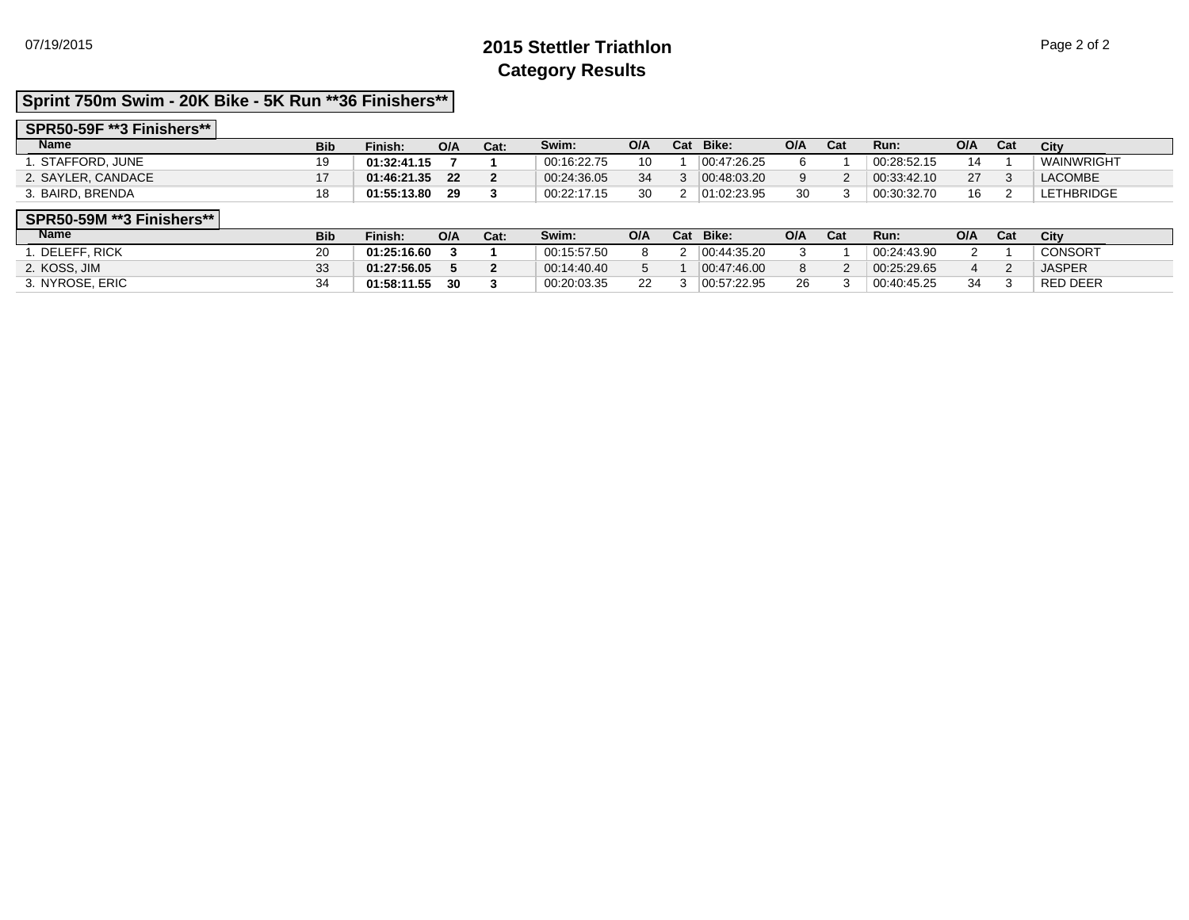# 2015 Stettler Triathlon
## Category Results

### Sprint 750m Swim - 20K Bike - 5K Run **36 Finishers**

#### SPR50-59F **3 Finishers**

| Name | Bib | Finish: | O/A | Cat: | Swim: | O/A | Cat | Bike: | O/A | Cat | Run: | O/A | Cat | City |
|---|---|---|---|---|---|---|---|---|---|---|---|---|---|---|
| 1. STAFFORD, JUNE | 19 | **01:32:41.15** | **7** | **1** | 00:16:22.75 | 10 | 1 | 00:47:26.25 | 6 | 1 | 00:28:52.15 | 14 | 1 | WAINWRIGHT |
| 2. SAYLER, CANDACE | 17 | **01:46:21.35** | **22** | **2** | 00:24:36.05 | 34 | 3 | 00:48:03.20 | 9 | 2 | 00:33:42.10 | 27 | 3 | LACOMBE |
| 3. BAIRD, BRENDA | 18 | **01:55:13.80** | **29** | **3** | 00:22:17.15 | 30 | 2 | 01:02:23.95 | 30 | 3 | 00:30:32.70 | 16 | 2 | LETHBRIDGE |

#### SPR50-59M **3 Finishers**

| Name | Bib | Finish: | O/A | Cat: | Swim: | O/A | Cat | Bike: | O/A | Cat | Run: | O/A | Cat | City |
|---|---|---|---|---|---|---|---|---|---|---|---|---|---|---|
| 1. DELEFF, RICK | 20 | **01:25:16.60** | **3** | **1** | 00:15:57.50 | 8 | 2 | 00:44:35.20 | 3 | 1 | 00:24:43.90 | 2 | 1 | CONSORT |
| 2. KOSS, JIM | 33 | **01:27:56.05** | **5** | **2** | 00:14:40.40 | 5 | 1 | 00:47:46.00 | 8 | 2 | 00:25:29.65 | 4 | 2 | JASPER |
| 3. NYROSE, ERIC | 34 | **01:58:11.55** | **30** | **3** | 00:20:03.35 | 22 | 3 | 00:57:22.95 | 26 | 3 | 00:40:45.25 | 34 | 3 | RED DEER |